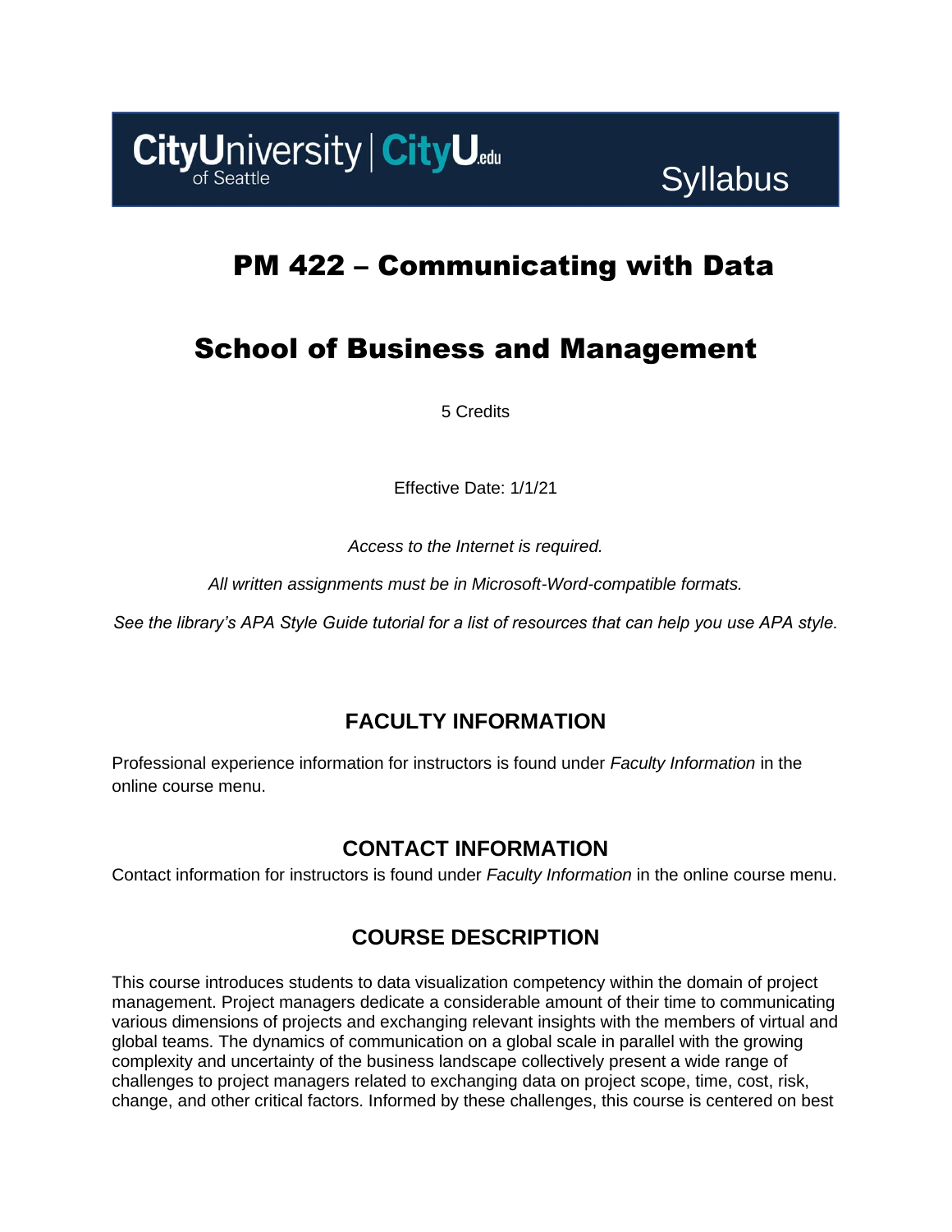CityUniversity of Seattle | CityU.edu

Syllabus

# PM 422 – Communicating with Data

# School of Business and Management

5 Credits

Effective Date: 1/1/21

*Access to the Internet is required.*

*All written assignments must be in Microsoft-Word-compatible formats.*

*See the library's APA Style Guide tutorial for a list of resources that can help you use APA style.*

## FACULTY INFORMATION

Professional experience information for instructors is found under *Faculty Information* in the online course menu.

## CONTACT INFORMATION

Contact information for instructors is found under *Faculty Information* in the online course menu.

## COURSE DESCRIPTION

This course introduces students to data visualization competency within the domain of project management. Project managers dedicate a considerable amount of their time to communicating various dimensions of projects and exchanging relevant insights with the members of virtual and global teams. The dynamics of communication on a global scale in parallel with the growing complexity and uncertainty of the business landscape collectively present a wide range of challenges to project managers related to exchanging data on project scope, time, cost, risk, change, and other critical factors. Informed by these challenges, this course is centered on best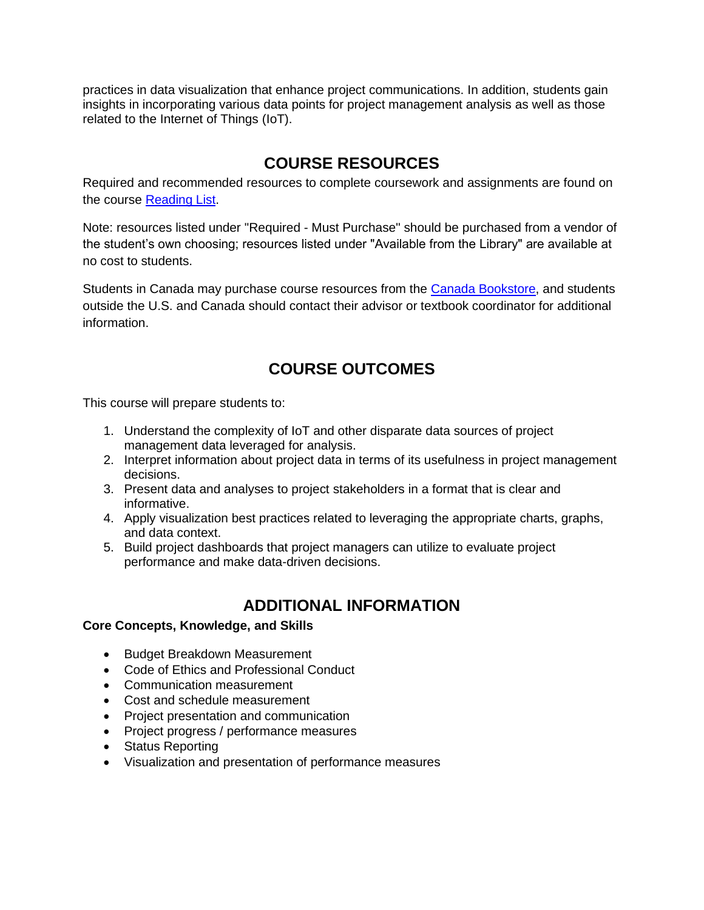practices in data visualization that enhance project communications. In addition, students gain insights in incorporating various data points for project management analysis as well as those related to the Internet of Things (IoT).

## COURSE RESOURCES

Required and recommended resources to complete coursework and assignments are found on the course Reading List.

Note: resources listed under "Required - Must Purchase" should be purchased from a vendor of the student's own choosing; resources listed under "Available from the Library" are available at no cost to students.

Students in Canada may purchase course resources from the Canada Bookstore, and students outside the U.S. and Canada should contact their advisor or textbook coordinator for additional information.

## COURSE OUTCOMES

This course will prepare students to:

1. Understand the complexity of IoT and other disparate data sources of project management data leveraged for analysis.
2. Interpret information about project data in terms of its usefulness in project management decisions.
3. Present data and analyses to project stakeholders in a format that is clear and informative.
4. Apply visualization best practices related to leveraging the appropriate charts, graphs, and data context.
5. Build project dashboards that project managers can utilize to evaluate project performance and make data-driven decisions.

## ADDITIONAL INFORMATION

**Core Concepts, Knowledge, and Skills**

- Budget Breakdown Measurement
- Code of Ethics and Professional Conduct
- Communication measurement
- Cost and schedule measurement
- Project presentation and communication
- Project progress / performance measures
- Status Reporting
- Visualization and presentation of performance measures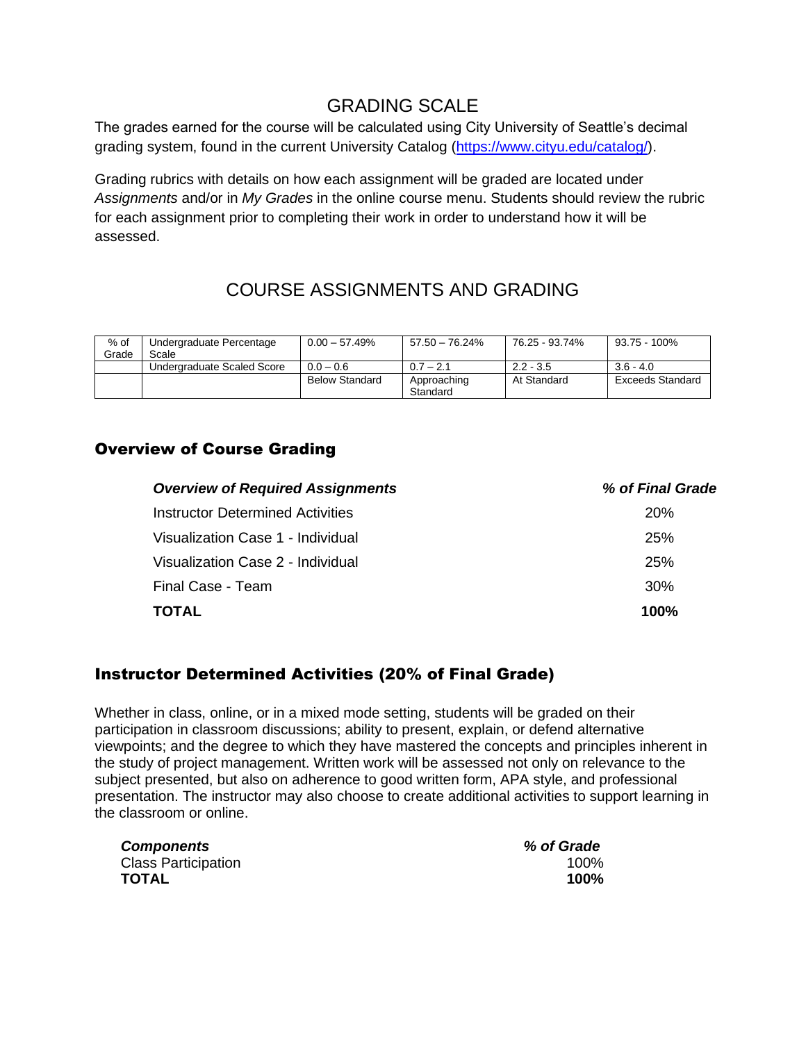## GRADING SCALE

The grades earned for the course will be calculated using City University of Seattle's decimal grading system, found in the current University Catalog (https://www.cityu.edu/catalog/).

Grading rubrics with details on how each assignment will be graded are located under *Assignments* and/or in *My Grades* in the online course menu. Students should review the rubric for each assignment prior to completing their work in order to understand how it will be assessed.

## COURSE ASSIGNMENTS AND GRADING

| % of Grade | Undergraduate Percentage Scale | 0.00 – 57.49% | 57.50 – 76.24% | 76.25 - 93.74% | 93.75 - 100% |
|---|---|---|---|---|---|
| | Undergraduate Scaled Score | 0.0 – 0.6 | 0.7 – 2.1 | 2.2 - 3.5 | 3.6 - 4.0 |
| | | Below Standard | Approaching Standard | At Standard | Exceeds Standard |

### Overview of Course Grading

| ***Overview of Required Assignments*** | ***% of Final Grade*** |
|---|---|
| Instructor Determined Activities | 20% |
| Visualization Case 1 - Individual | 25% |
| Visualization Case 2 - Individual | 25% |
| Final Case - Team | 30% |
| **TOTAL** | **100%** |

### Instructor Determined Activities (20% of Final Grade)

Whether in class, online, or in a mixed mode setting, students will be graded on their participation in classroom discussions; ability to present, explain, or defend alternative viewpoints; and the degree to which they have mastered the concepts and principles inherent in the study of project management. Written work will be assessed not only on relevance to the subject presented, but also on adherence to good written form, APA style, and professional presentation. The instructor may also choose to create additional activities to support learning in the classroom or online.

| ***Components*** | ***% of Grade*** |
|---|---|
| Class Participation | 100% |
| **TOTAL** | **100%** |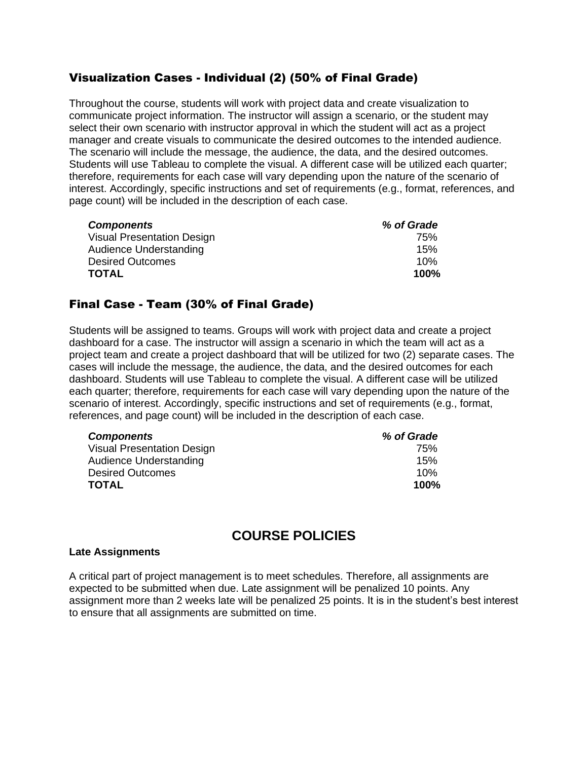### Visualization Cases - Individual (2) (50% of Final Grade)

Throughout the course, students will work with project data and create visualization to communicate project information. The instructor will assign a scenario, or the student may select their own scenario with instructor approval in which the student will act as a project manager and create visuals to communicate the desired outcomes to the intended audience. The scenario will include the message, the audience, the data, and the desired outcomes. Students will use Tableau to complete the visual. A different case will be utilized each quarter; therefore, requirements for each case will vary depending upon the nature of the scenario of interest. Accordingly, specific instructions and set of requirements (e.g., format, references, and page count) will be included in the description of each case.

| ***Components*** | ***% of Grade*** |
| --- | --- |
| Visual Presentation Design | 75% |
| Audience Understanding | 15% |
| Desired Outcomes | 10% |
| **TOTAL** | **100%** |

### Final Case - Team (30% of Final Grade)

Students will be assigned to teams. Groups will work with project data and create a project dashboard for a case. The instructor will assign a scenario in which the team will act as a project team and create a project dashboard that will be utilized for two (2) separate cases. The cases will include the message, the audience, the data, and the desired outcomes for each dashboard. Students will use Tableau to complete the visual. A different case will be utilized each quarter; therefore, requirements for each case will vary depending upon the nature of the scenario of interest. Accordingly, specific instructions and set of requirements (e.g., format, references, and page count) will be included in the description of each case.

| ***Components*** | ***% of Grade*** |
| --- | --- |
| Visual Presentation Design | 75% |
| Audience Understanding | 15% |
| Desired Outcomes | 10% |
| **TOTAL** | **100%** |

## COURSE POLICIES

**Late Assignments**

A critical part of project management is to meet schedules. Therefore, all assignments are expected to be submitted when due. Late assignment will be penalized 10 points. Any assignment more than 2 weeks late will be penalized 25 points. It is in the student's best interest to ensure that all assignments are submitted on time.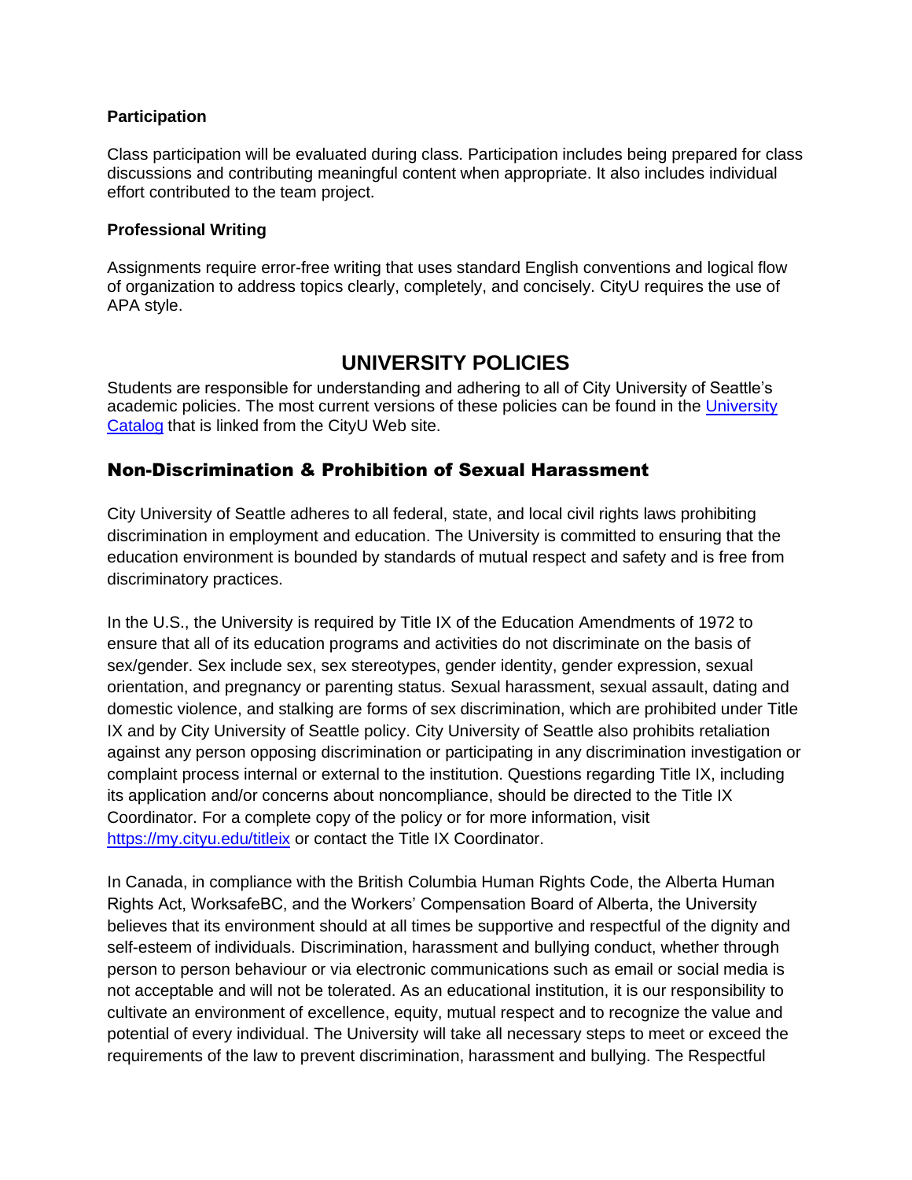### Participation

Class participation will be evaluated during class. Participation includes being prepared for class discussions and contributing meaningful content when appropriate. It also includes individual effort contributed to the team project.

### Professional Writing

Assignments require error-free writing that uses standard English conventions and logical flow of organization to address topics clearly, completely, and concisely. CityU requires the use of APA style.

# UNIVERSITY POLICIES

Students are responsible for understanding and adhering to all of City University of Seattle's academic policies. The most current versions of these policies can be found in the [University Catalog]() that is linked from the CityU Web site.

## Non-Discrimination & Prohibition of Sexual Harassment

City University of Seattle adheres to all federal, state, and local civil rights laws prohibiting discrimination in employment and education. The University is committed to ensuring that the education environment is bounded by standards of mutual respect and safety and is free from discriminatory practices.

In the U.S., the University is required by Title IX of the Education Amendments of 1972 to ensure that all of its education programs and activities do not discriminate on the basis of sex/gender. Sex include sex, sex stereotypes, gender identity, gender expression, sexual orientation, and pregnancy or parenting status. Sexual harassment, sexual assault, dating and domestic violence, and stalking are forms of sex discrimination, which are prohibited under Title IX and by City University of Seattle policy. City University of Seattle also prohibits retaliation against any person opposing discrimination or participating in any discrimination investigation or complaint process internal or external to the institution. Questions regarding Title IX, including its application and/or concerns about noncompliance, should be directed to the Title IX Coordinator. For a complete copy of the policy or for more information, visit https://my.cityu.edu/titleix or contact the Title IX Coordinator.

In Canada, in compliance with the British Columbia Human Rights Code, the Alberta Human Rights Act, WorksafeBC, and the Workers' Compensation Board of Alberta, the University believes that its environment should at all times be supportive and respectful of the dignity and self-esteem of individuals. Discrimination, harassment and bullying conduct, whether through person to person behaviour or via electronic communications such as email or social media is not acceptable and will not be tolerated. As an educational institution, it is our responsibility to cultivate an environment of excellence, equity, mutual respect and to recognize the value and potential of every individual. The University will take all necessary steps to meet or exceed the requirements of the law to prevent discrimination, harassment and bullying. The Respectful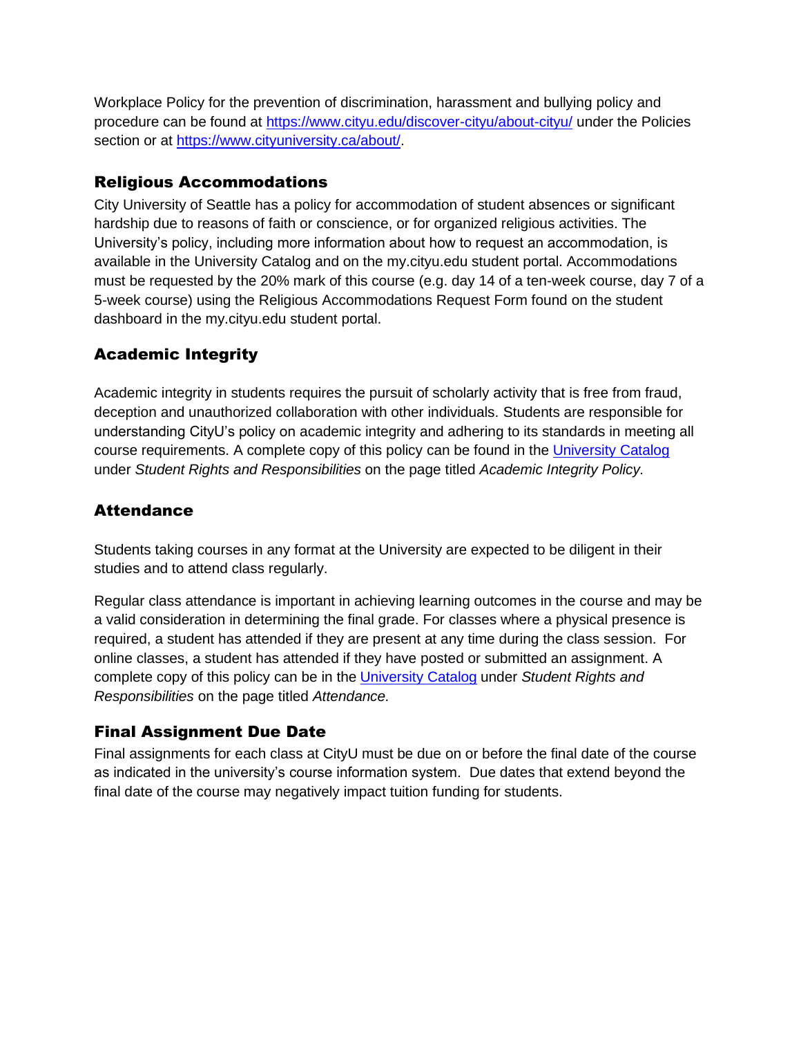Workplace Policy for the prevention of discrimination, harassment and bullying policy and procedure can be found at [https://www.cityu.edu/discover-cityu/about-cityu/](https://www.cityu.edu/discover-cityu/about-cityu/) under the Policies section or at [https://www.cityuniversity.ca/about/](https://www.cityuniversity.ca/about/).

## Religious Accommodations

City University of Seattle has a policy for accommodation of student absences or significant hardship due to reasons of faith or conscience, or for organized religious activities. The University's policy, including more information about how to request an accommodation, is available in the University Catalog and on the my.cityu.edu student portal. Accommodations must be requested by the 20% mark of this course (e.g. day 14 of a ten-week course, day 7 of a 5-week course) using the Religious Accommodations Request Form found on the student dashboard in the my.cityu.edu student portal.

## Academic Integrity

Academic integrity in students requires the pursuit of scholarly activity that is free from fraud, deception and unauthorized collaboration with other individuals. Students are responsible for understanding CityU's policy on academic integrity and adhering to its standards in meeting all course requirements. A complete copy of this policy can be found in the University Catalog under *Student Rights and Responsibilities* on the page titled *Academic Integrity Policy.*

## Attendance

Students taking courses in any format at the University are expected to be diligent in their studies and to attend class regularly.

Regular class attendance is important in achieving learning outcomes in the course and may be a valid consideration in determining the final grade. For classes where a physical presence is required, a student has attended if they are present at any time during the class session. For online classes, a student has attended if they have posted or submitted an assignment. A complete copy of this policy can be in the University Catalog under *Student Rights and Responsibilities* on the page titled *Attendance.*

## Final Assignment Due Date

Final assignments for each class at CityU must be due on or before the final date of the course as indicated in the university's course information system. Due dates that extend beyond the final date of the course may negatively impact tuition funding for students.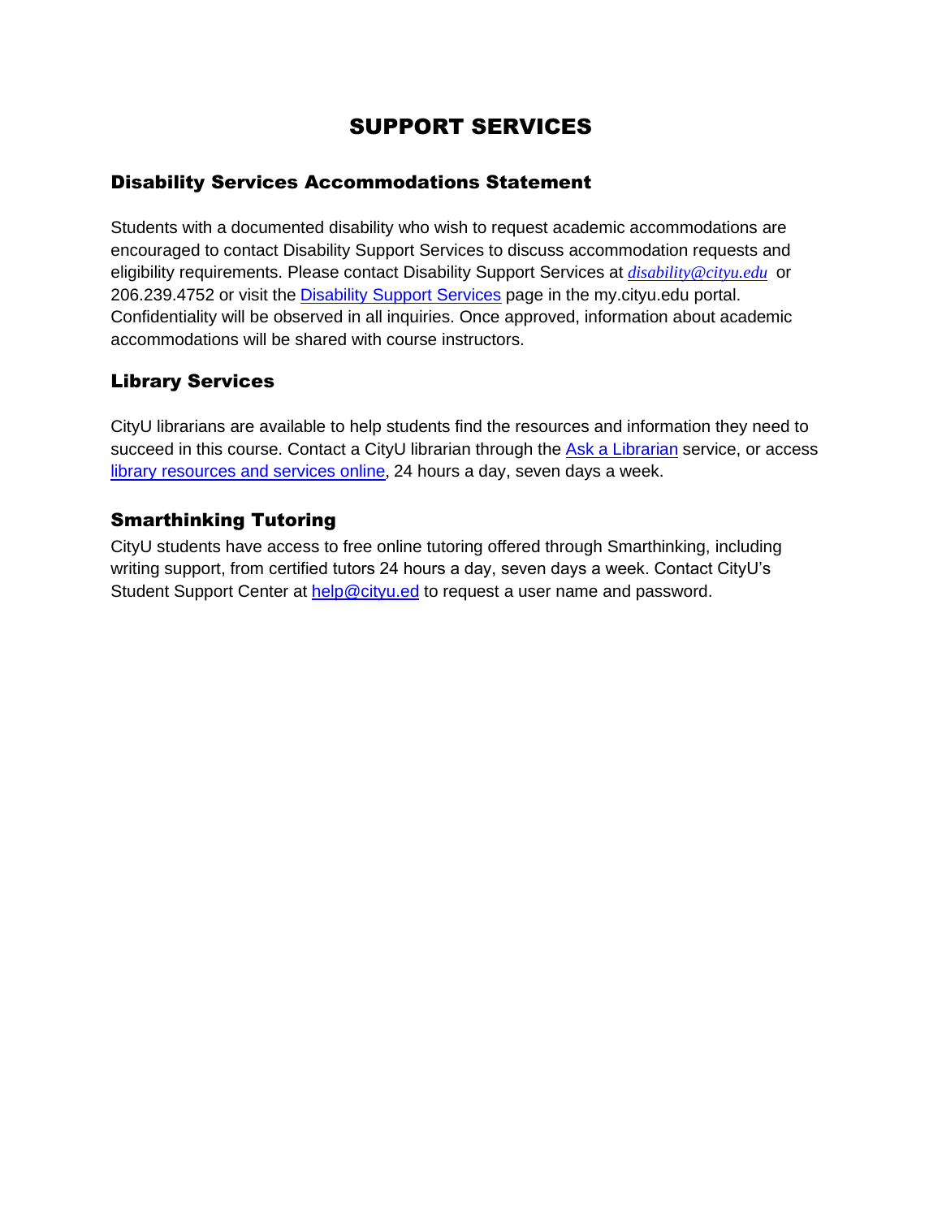# SUPPORT SERVICES

## Disability Services Accommodations Statement

Students with a documented disability who wish to request academic accommodations are encouraged to contact Disability Support Services to discuss accommodation requests and eligibility requirements. Please contact Disability Support Services at *disability@cityu.edu* or 206.239.4752 or visit the Disability Support Services page in the my.cityu.edu portal. Confidentiality will be observed in all inquiries. Once approved, information about academic accommodations will be shared with course instructors.

## Library Services

CityU librarians are available to help students find the resources and information they need to succeed in this course. Contact a CityU librarian through the Ask a Librarian service, or access library resources and services online, 24 hours a day, seven days a week.

## Smarthinking Tutoring

CityU students have access to free online tutoring offered through Smarthinking, including writing support, from certified tutors 24 hours a day, seven days a week. Contact CityU's Student Support Center at help@cityu.ed to request a user name and password.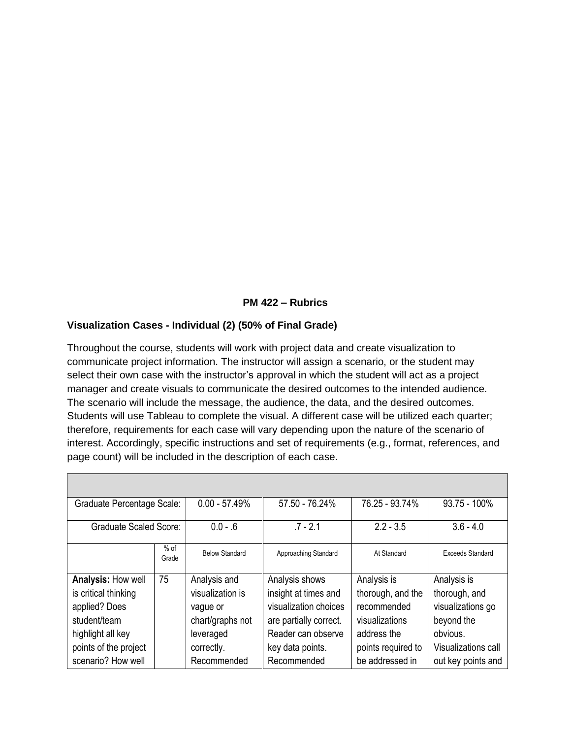**PM 422 – Rubrics**

**Visualization Cases - Individual (2) (50% of Final Grade)**

Throughout the course, students will work with project data and create visualization to communicate project information. The instructor will assign a scenario, or the student may select their own case with the instructor's approval in which the student will act as a project manager and create visuals to communicate the desired outcomes to the intended audience. The scenario will include the message, the audience, the data, and the desired outcomes. Students will use Tableau to complete the visual. A different case will be utilized each quarter; therefore, requirements for each case will vary depending upon the nature of the scenario of interest. Accordingly, specific instructions and set of requirements (e.g., format, references, and page count) will be included in the description of each case.

| | | | | | |
|---|---|---|---|---|---|
| Graduate Percentage Scale: | | 0.00 - 57.49% | 57.50 - 76.24% | 76.25 - 93.74% | 93.75 - 100% |
| Graduate Scaled Score: | | 0.0 - .6 | .7 - 2.1 | 2.2 - 3.5 | 3.6 - 4.0 |
| | % of Grade | Below Standard | Approaching Standard | At Standard | Exceeds Standard |
| **Analysis:** How well is critical thinking applied? Does student/team highlight all key points of the project scenario? How well | 75 | Analysis and visualization is vague or chart/graphs not leveraged correctly. Recommended | Analysis shows insight at times and visualization choices are partially correct. Reader can observe key data points. Recommended | Analysis is thorough, and the recommended visualizations address the points required to be addressed in | Analysis is thorough, and visualizations go beyond the obvious. Visualizations call out key points and |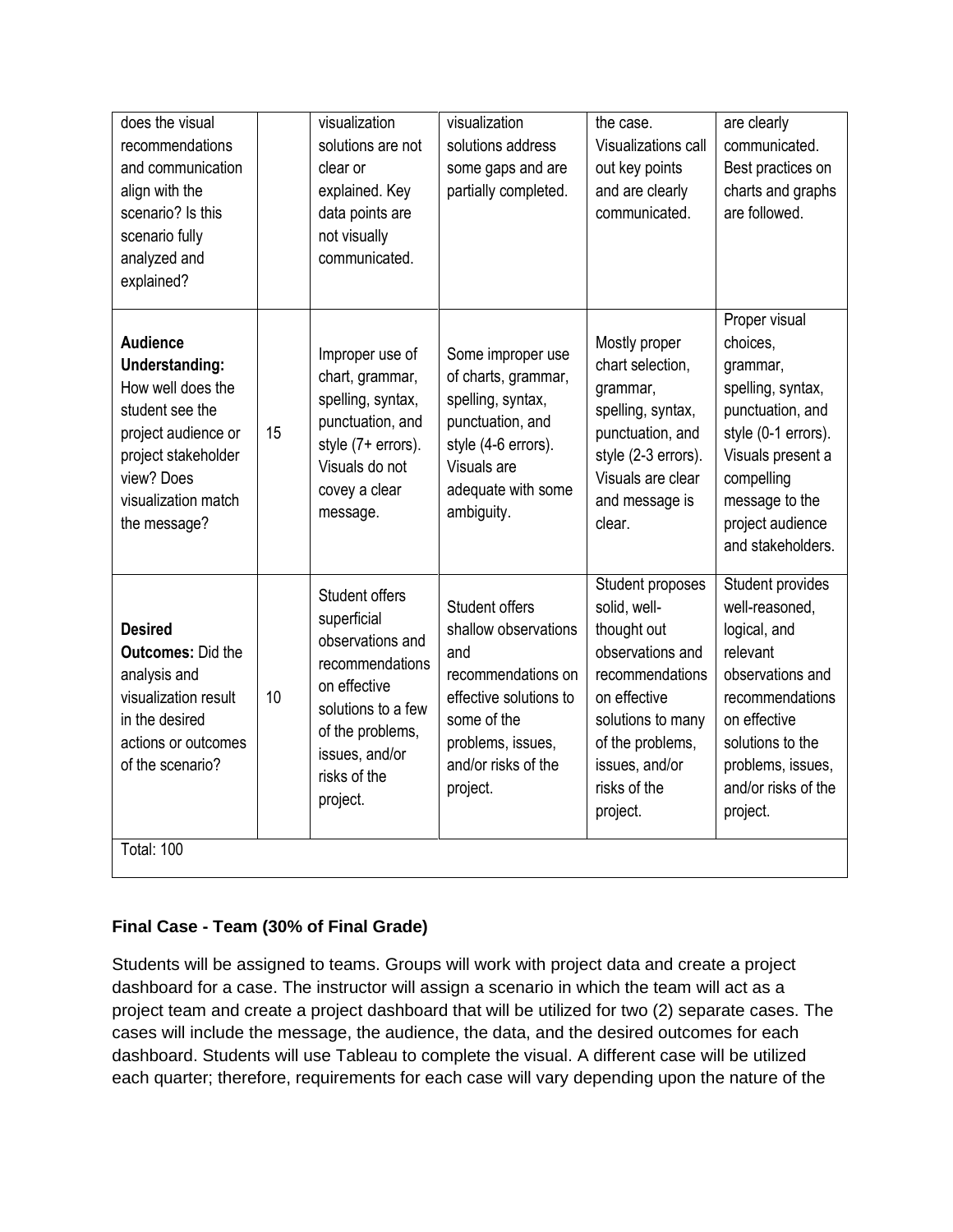| | | | | | |
|---|---|---|---|---|---|
| does the visual recommendations and communication align with the scenario? Is this scenario fully analyzed and explained? | | visualization solutions are not clear or explained. Key data points are not visually communicated. | visualization solutions address some gaps and are partially completed. | the case. Visualizations call out key points and are clearly communicated. | are clearly communicated. Best practices on charts and graphs are followed. |
| **Audience Understanding:** How well does the student see the project audience or project stakeholder view? Does visualization match the message? | 15 | Improper use of chart, grammar, spelling, syntax, punctuation, and style (7+ errors). Visuals do not covey a clear message. | Some improper use of charts, grammar, spelling, syntax, punctuation, and style (4-6 errors). Visuals are adequate with some ambiguity. | Mostly proper chart selection, grammar, spelling, syntax, punctuation, and style (2-3 errors). Visuals are clear and message is clear. | Proper visual choices, grammar, spelling, syntax, punctuation, and style (0-1 errors). Visuals present a compelling message to the project audience and stakeholders. |
| **Desired Outcomes:** Did the analysis and visualization result in the desired actions or outcomes of the scenario? | 10 | Student offers superficial observations and recommendations on effective solutions to a few of the problems, issues, and/or risks of the project. | Student offers shallow observations and recommendations on effective solutions to some of the problems, issues, and/or risks of the project. | Student proposes solid, well-thought out observations and recommendations on effective solutions to many of the problems, issues, and/or risks of the project. | Student provides well-reasoned, logical, and relevant observations and recommendations on effective solutions to the problems, issues, and/or risks of the project. |
| Total: 100 | | | | | |

**Final Case - Team (30% of Final Grade)**

Students will be assigned to teams. Groups will work with project data and create a project dashboard for a case. The instructor will assign a scenario in which the team will act as a project team and create a project dashboard that will be utilized for two (2) separate cases. The cases will include the message, the audience, the data, and the desired outcomes for each dashboard. Students will use Tableau to complete the visual. A different case will be utilized each quarter; therefore, requirements for each case will vary depending upon the nature of the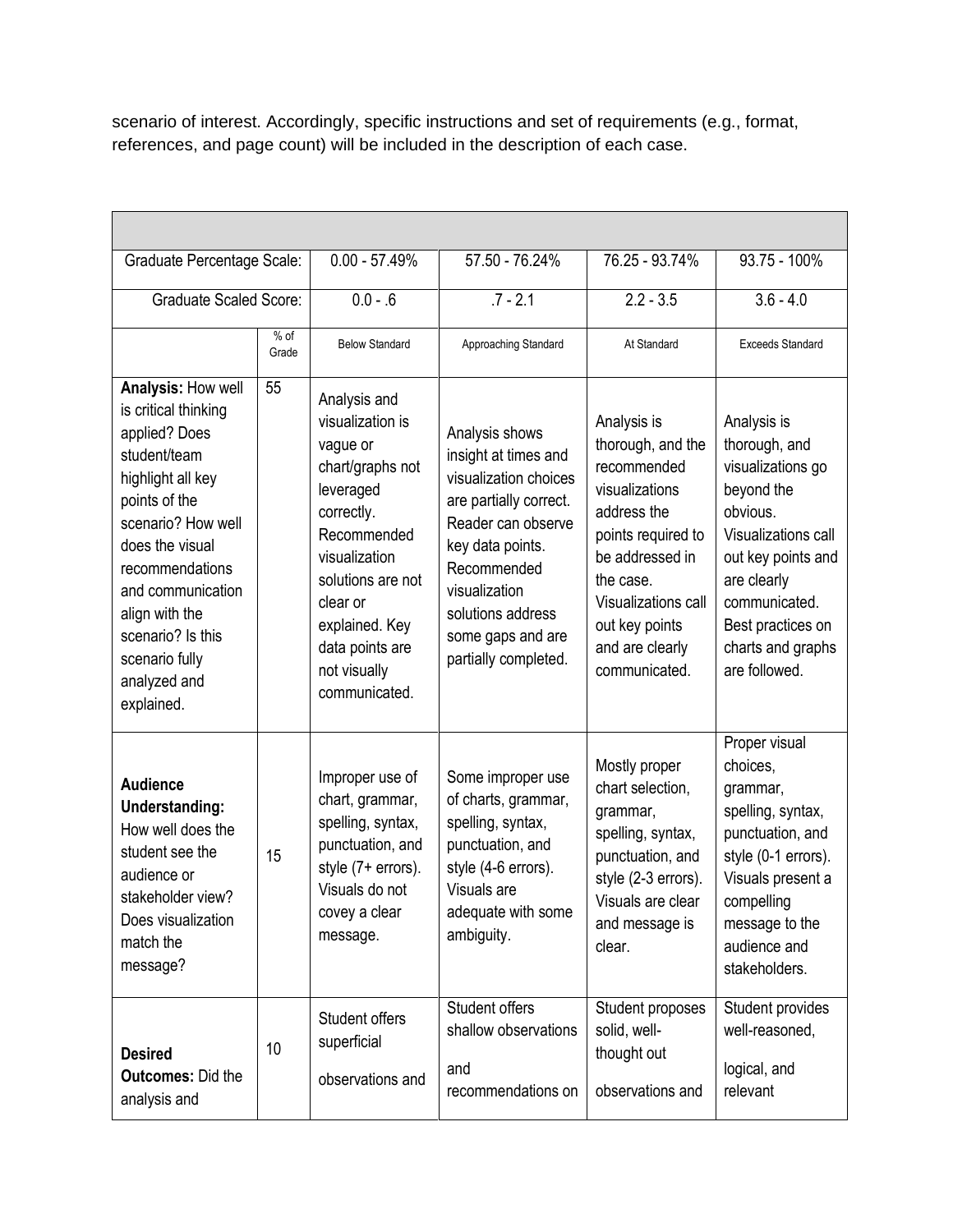scenario of interest. Accordingly, specific instructions and set of requirements (e.g., format, references, and page count) will be included in the description of each case.

| | | | | | |
|---|---|---|---|---|---|
| Graduate Percentage Scale: | | 0.00 - 57.49% | 57.50 - 76.24% | 76.25 - 93.74% | 93.75 - 100% |
| Graduate Scaled Score: | | 0.0 - .6 | .7 - 2.1 | 2.2 - 3.5 | 3.6 - 4.0 |
| | % of Grade | Below Standard | Approaching Standard | At Standard | Exceeds Standard |
| **Analysis:** How well is critical thinking applied? Does student/team highlight all key points of the scenario? How well does the visual recommendations and communication align with the scenario? Is this scenario fully analyzed and explained. | 55 | Analysis and visualization is vague or chart/graphs not leveraged correctly. Recommended visualization solutions are not clear or explained. Key data points are not visually communicated. | Analysis shows insight at times and visualization choices are partially correct. Reader can observe key data points. Recommended visualization solutions address some gaps and are partially completed. | Analysis is thorough, and the recommended visualizations address the points required to be addressed in the case. Visualizations call out key points and are clearly communicated. | Analysis is thorough, and visualizations go beyond the obvious. Visualizations call out key points and are clearly communicated. Best practices on charts and graphs are followed. |
| **Audience Understanding:** How well does the student see the audience or stakeholder view? Does visualization match the message? | 15 | Improper use of chart, grammar, spelling, syntax, punctuation, and style (7+ errors). Visuals do not covey a clear message. | Some improper use of charts, grammar, spelling, syntax, punctuation, and style (4-6 errors). Visuals are adequate with some ambiguity. | Mostly proper chart selection, grammar, spelling, syntax, punctuation, and style (2-3 errors). Visuals are clear and message is clear. | Proper visual choices, grammar, spelling, syntax, punctuation, and style (0-1 errors). Visuals present a compelling message to the audience and stakeholders. |
| **Desired Outcomes:** Did the analysis and | 10 | Student offers superficial observations and | Student offers shallow observations and recommendations on | Student proposes solid, well-thought out observations and | Student provides well-reasoned, logical, and relevant |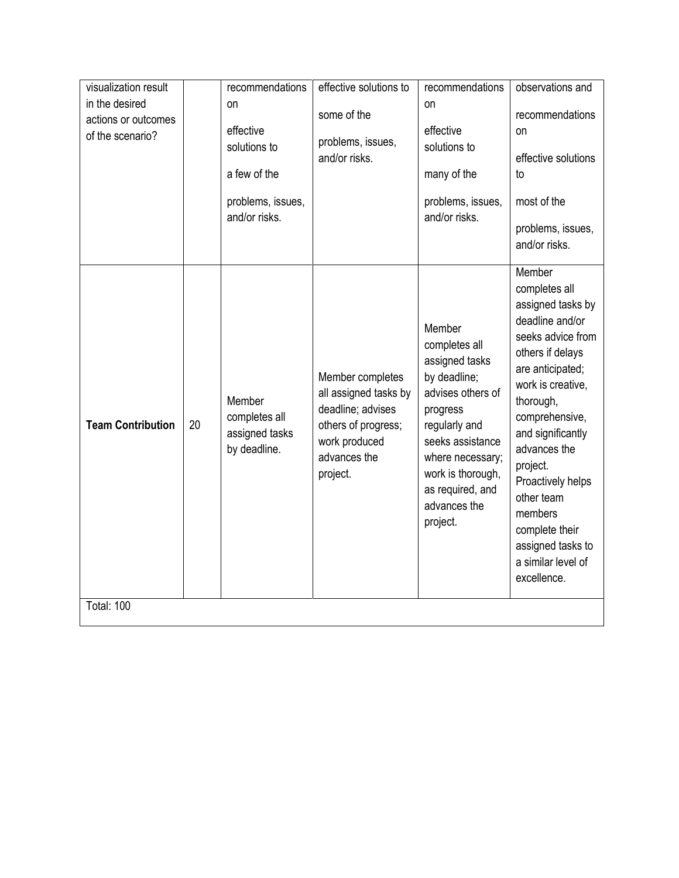| | | | | | |
|---|---|---|---|---|---|
| visualization result in the desired actions or outcomes of the scenario? | | recommendations on effective solutions to a few of the problems, issues, and/or risks. | effective solutions to some of the problems, issues, and/or risks. | recommendations on effective solutions to many of the problems, issues, and/or risks. | observations and recommendations on effective solutions to most of the problems, issues, and/or risks. |
| **Team Contribution** | 20 | Member completes all assigned tasks by deadline. | Member completes all assigned tasks by deadline; advises others of progress; work produced advances the project. | Member completes all assigned tasks by deadline; advises others of progress regularly and seeks assistance where necessary; work is thorough, as required, and advances the project. | Member completes all assigned tasks by deadline and/or seeks advice from others if delays are anticipated; work is creative, thorough, comprehensive, and significantly advances the project. Proactively helps other team members complete their assigned tasks to a similar level of excellence. |
| Total: 100 | | | | | |